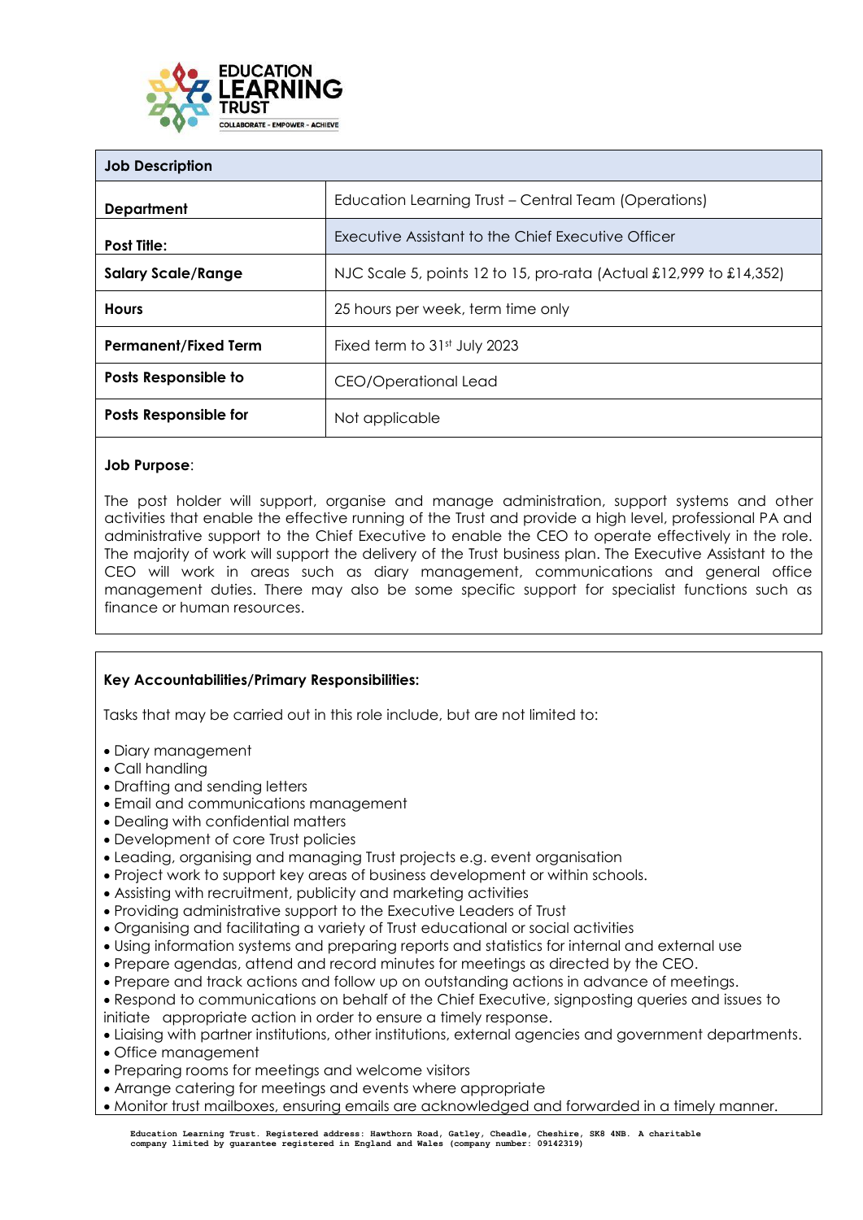| Job Description | |
|---|---|
| **Department** | Education Learning Trust – Central Team (Operations) |
| **Post Title:** | Executive Assistant to the Chief Executive Officer |
| **Salary Scale/Range** | NJC Scale 5, points 12 to 15, pro-rata (Actual £12,999 to £14,352) |
| **Hours** | 25 hours per week, term time only |
| **Permanent/Fixed Term** | Fixed term to 31st July 2023 |
| **Posts Responsible to** | CEO/Operational Lead |
| **Posts Responsible for** | Not applicable |

**Job Purpose**:

The post holder will support, organise and manage administration, support systems and other activities that enable the effective running of the Trust and provide a high level, professional PA and administrative support to the Chief Executive to enable the CEO to operate effectively in the role. The majority of work will support the delivery of the Trust business plan. The Executive Assistant to the CEO will work in areas such as diary management, communications and general office management duties. There may also be some specific support for specialist functions such as finance or human resources.

**Key Accountabilities/Primary Responsibilities:**

Tasks that may be carried out in this role include, but are not limited to:

- Diary management
- Call handling
- Drafting and sending letters
- Email and communications management
- Dealing with confidential matters
- Development of core Trust policies
- Leading, organising and managing Trust projects e.g. event organisation
- Project work to support key areas of business development or within schools.
- Assisting with recruitment, publicity and marketing activities
- Providing administrative support to the Executive Leaders of Trust
- Organising and facilitating a variety of Trust educational or social activities
- Using information systems and preparing reports and statistics for internal and external use
- Prepare agendas, attend and record minutes for meetings as directed by the CEO.
- Prepare and track actions and follow up on outstanding actions in advance of meetings.
- Respond to communications on behalf of the Chief Executive, signposting queries and issues to initiate appropriate action in order to ensure a timely response.
- Liaising with partner institutions, other institutions, external agencies and government departments.
- Office management
- Preparing rooms for meetings and welcome visitors
- Arrange catering for meetings and events where appropriate
- Monitor trust mailboxes, ensuring emails are acknowledged and forwarded in a timely manner.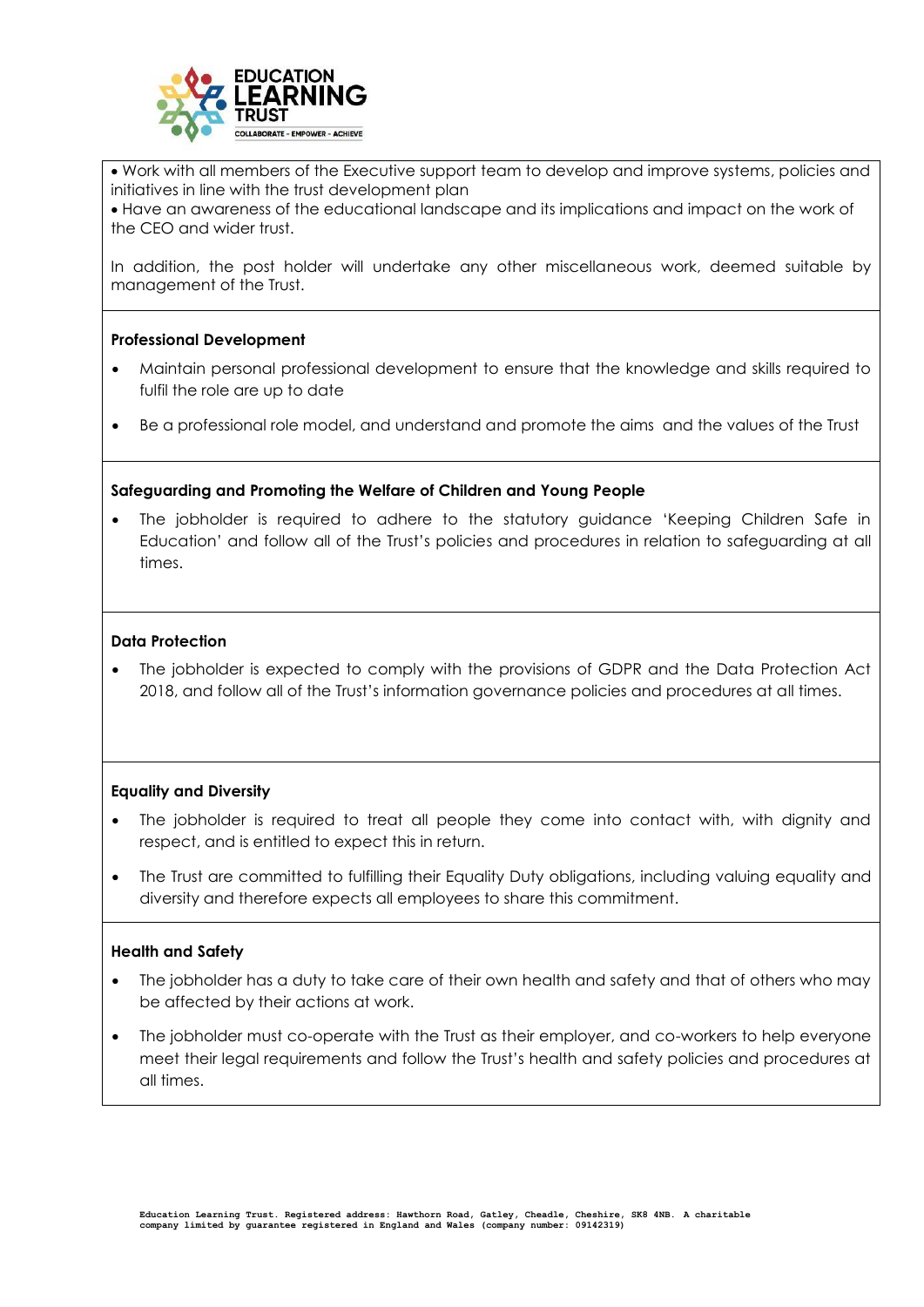- Work with all members of the Executive support team to develop and improve systems, policies and initiatives in line with the trust development plan
- Have an awareness of the educational landscape and its implications and impact on the work of the CEO and wider trust.

In addition, the post holder will undertake any other miscellaneous work, deemed suitable by management of the Trust.

**Professional Development**

- Maintain personal professional development to ensure that the knowledge and skills required to fulfil the role are up to date
- Be a professional role model, and understand and promote the aims and the values of the Trust

**Safeguarding and Promoting the Welfare of Children and Young People**

- The jobholder is required to adhere to the statutory guidance 'Keeping Children Safe in Education' and follow all of the Trust's policies and procedures in relation to safeguarding at all times.

**Data Protection**

- The jobholder is expected to comply with the provisions of GDPR and the Data Protection Act 2018, and follow all of the Trust's information governance policies and procedures at all times.

**Equality and Diversity**

- The jobholder is required to treat all people they come into contact with, with dignity and respect, and is entitled to expect this in return.
- The Trust are committed to fulfilling their Equality Duty obligations, including valuing equality and diversity and therefore expects all employees to share this commitment.

**Health and Safety**

- The jobholder has a duty to take care of their own health and safety and that of others who may be affected by their actions at work.
- The jobholder must co-operate with the Trust as their employer, and co-workers to help everyone meet their legal requirements and follow the Trust's health and safety policies and procedures at all times.